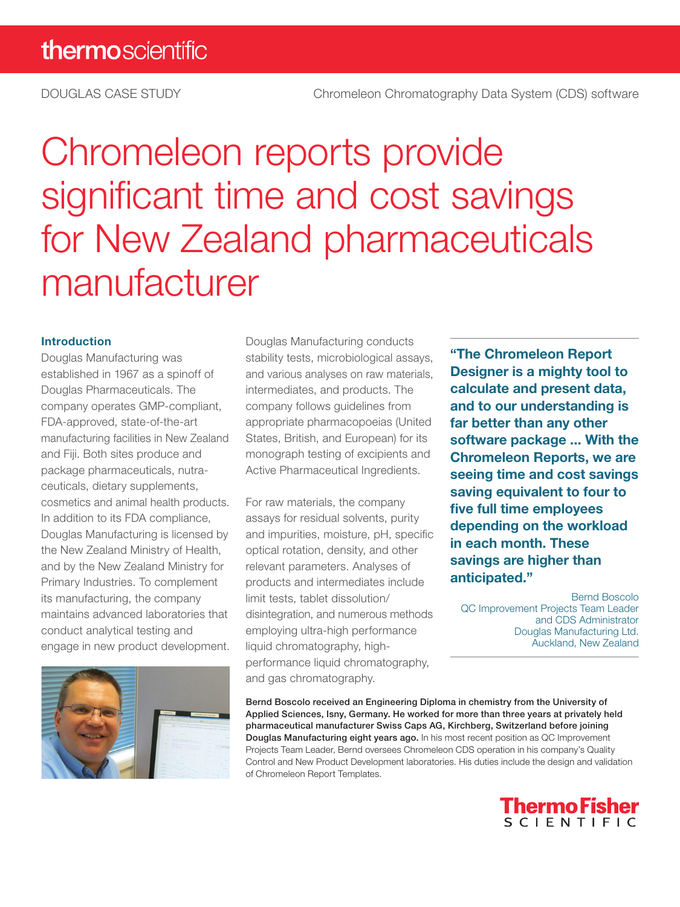DOUGLAS CASE STUDY

Chromeleon Chromatography Data System (CDS) software

# Chromeleon reports provide significant time and cost savings for New Zealand pharmaceuticals manufacturer

## Introduction

Douglas Manufacturing was established in 1967 as a spinoff of Douglas Pharmaceuticals. The company operates GMP-compliant, FDA-approved, state-of-the-art manufacturing facilities in New Zealand and Fiji. Both sites produce and package pharmaceuticals, nutraceuticals, dietary supplements, cosmetics and animal health products. In addition to its FDA compliance, Douglas Manufacturing is licensed by the New Zealand Ministry of Health, and by the New Zealand Ministry for Primary Industries. To complement its manufacturing, the company maintains advanced laboratories that conduct analytical testing and engage in new product development.

Douglas Manufacturing conducts stability tests, microbiological assays, and various analyses on raw materials, intermediates, and products. The company follows guidelines from appropriate pharmacopoeias (United States, British, and European) for its monograph testing of excipients and Active Pharmaceutical Ingredients.

For raw materials, the company assays for residual solvents, purity and impurities, moisture, pH, specific optical rotation, density, and other relevant parameters. Analyses of products and intermediates include limit tests, tablet dissolution/disintegration, and numerous methods employing ultra-high performance liquid chromatography, high-performance liquid chromatography, and gas chromatography.

**"The Chromeleon Report Designer is a mighty tool to calculate and present data, and to our understanding is far better than any other software package ... With the Chromeleon Reports, we are seeing time and cost savings saving equivalent to four to five full time employees depending on the workload in each month. These savings are higher than anticipated."**

Bernd Boscolo
QC Improvement Projects Team Leader and CDS Administrator
Douglas Manufacturing Ltd.
Auckland, New Zealand

**Bernd Boscolo received an Engineering Diploma in chemistry from the University of Applied Sciences, Isny, Germany. He worked for more than three years at privately held pharmaceutical manufacturer Swiss Caps AG, Kirchberg, Switzerland before joining Douglas Manufacturing eight years ago.** In his most recent position as QC Improvement Projects Team Leader, Bernd oversees Chromeleon CDS operation in his company's Quality Control and New Product Development laboratories. His duties include the design and validation of Chromeleon Report Templates.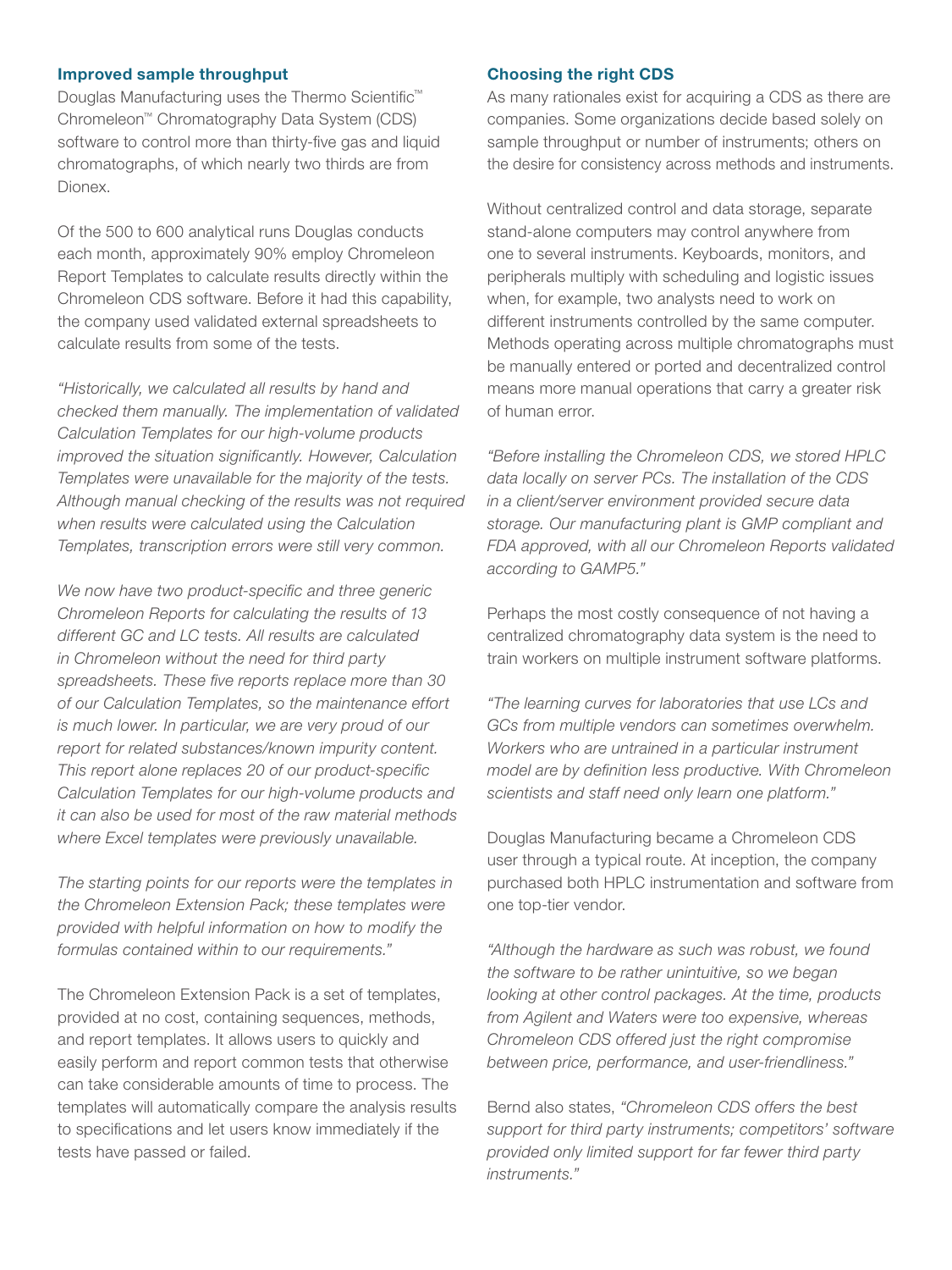## Improved sample throughput

Douglas Manufacturing uses the Thermo Scientific™ Chromeleon™ Chromatography Data System (CDS) software to control more than thirty-five gas and liquid chromatographs, of which nearly two thirds are from Dionex.

Of the 500 to 600 analytical runs Douglas conducts each month, approximately 90% employ Chromeleon Report Templates to calculate results directly within the Chromeleon CDS software. Before it had this capability, the company used validated external spreadsheets to calculate results from some of the tests.

*"Historically, we calculated all results by hand and checked them manually. The implementation of validated Calculation Templates for our high-volume products improved the situation significantly. However, Calculation Templates were unavailable for the majority of the tests. Although manual checking of the results was not required when results were calculated using the Calculation Templates, transcription errors were still very common.*

*We now have two product-specific and three generic Chromeleon Reports for calculating the results of 13 different GC and LC tests. All results are calculated in Chromeleon without the need for third party spreadsheets. These five reports replace more than 30 of our Calculation Templates, so the maintenance effort is much lower. In particular, we are very proud of our report for related substances/known impurity content. This report alone replaces 20 of our product-specific Calculation Templates for our high-volume products and it can also be used for most of the raw material methods where Excel templates were previously unavailable.*

*The starting points for our reports were the templates in the Chromeleon Extension Pack; these templates were provided with helpful information on how to modify the formulas contained within to our requirements."*

The Chromeleon Extension Pack is a set of templates, provided at no cost, containing sequences, methods, and report templates. It allows users to quickly and easily perform and report common tests that otherwise can take considerable amounts of time to process. The templates will automatically compare the analysis results to specifications and let users know immediately if the tests have passed or failed.

## Choosing the right CDS

As many rationales exist for acquiring a CDS as there are companies. Some organizations decide based solely on sample throughput or number of instruments; others on the desire for consistency across methods and instruments.

Without centralized control and data storage, separate stand-alone computers may control anywhere from one to several instruments. Keyboards, monitors, and peripherals multiply with scheduling and logistic issues when, for example, two analysts need to work on different instruments controlled by the same computer. Methods operating across multiple chromatographs must be manually entered or ported and decentralized control means more manual operations that carry a greater risk of human error.

*"Before installing the Chromeleon CDS, we stored HPLC data locally on server PCs. The installation of the CDS in a client/server environment provided secure data storage. Our manufacturing plant is GMP compliant and FDA approved, with all our Chromeleon Reports validated according to GAMP5."*

Perhaps the most costly consequence of not having a centralized chromatography data system is the need to train workers on multiple instrument software platforms.

*"The learning curves for laboratories that use LCs and GCs from multiple vendors can sometimes overwhelm. Workers who are untrained in a particular instrument model are by definition less productive. With Chromeleon scientists and staff need only learn one platform."*

Douglas Manufacturing became a Chromeleon CDS user through a typical route. At inception, the company purchased both HPLC instrumentation and software from one top-tier vendor.

*"Although the hardware as such was robust, we found the software to be rather unintuitive, so we began looking at other control packages. At the time, products from Agilent and Waters were too expensive, whereas Chromeleon CDS offered just the right compromise between price, performance, and user-friendliness."*

Bernd also states, *"Chromeleon CDS offers the best support for third party instruments; competitors' software provided only limited support for far fewer third party instruments."*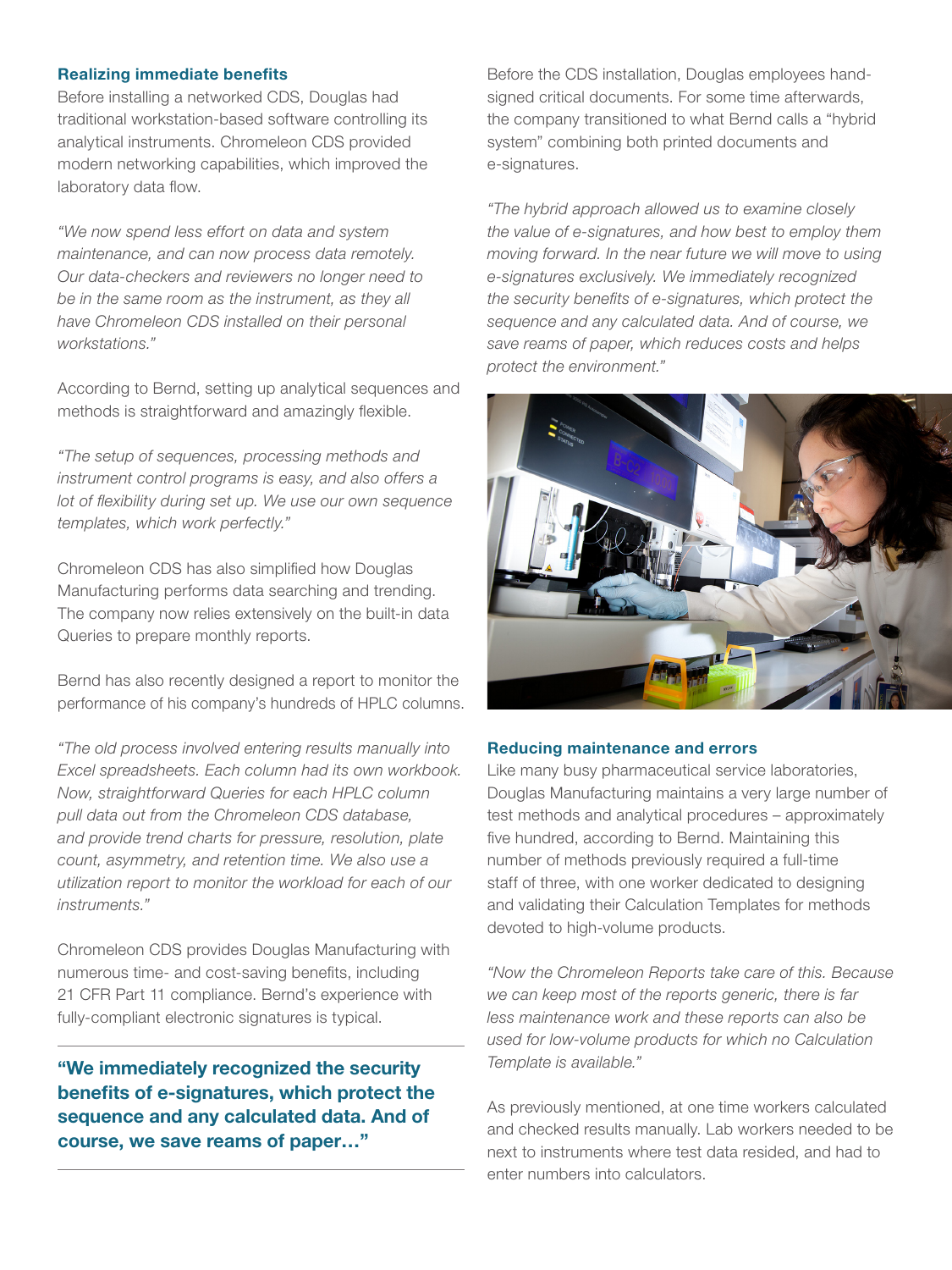## Realizing immediate benefits

Before installing a networked CDS, Douglas had traditional workstation-based software controlling its analytical instruments. Chromeleon CDS provided modern networking capabilities, which improved the laboratory data flow.

*"We now spend less effort on data and system maintenance, and can now process data remotely. Our data-checkers and reviewers no longer need to be in the same room as the instrument, as they all have Chromeleon CDS installed on their personal workstations."*

According to Bernd, setting up analytical sequences and methods is straightforward and amazingly flexible.

*"The setup of sequences, processing methods and instrument control programs is easy, and also offers a lot of flexibility during set up. We use our own sequence templates, which work perfectly."*

Chromeleon CDS has also simplified how Douglas Manufacturing performs data searching and trending. The company now relies extensively on the built-in data Queries to prepare monthly reports.

Bernd has also recently designed a report to monitor the performance of his company's hundreds of HPLC columns.

*"The old process involved entering results manually into Excel spreadsheets. Each column had its own workbook. Now, straightforward Queries for each HPLC column pull data out from the Chromeleon CDS database, and provide trend charts for pressure, resolution, plate count, asymmetry, and retention time. We also use a utilization report to monitor the workload for each of our instruments."*

Chromeleon CDS provides Douglas Manufacturing with numerous time- and cost-saving benefits, including 21 CFR Part 11 compliance. Bernd's experience with fully-compliant electronic signatures is typical.

**"We immediately recognized the security benefits of e-signatures, which protect the sequence and any calculated data. And of course, we save reams of paper…"**

Before the CDS installation, Douglas employees hand-signed critical documents. For some time afterwards, the company transitioned to what Bernd calls a "hybrid system" combining both printed documents and e-signatures.

*"The hybrid approach allowed us to examine closely the value of e-signatures, and how best to employ them moving forward. In the near future we will move to using e-signatures exclusively. We immediately recognized the security benefits of e-signatures, which protect the sequence and any calculated data. And of course, we save reams of paper, which reduces costs and helps protect the environment."*

## Reducing maintenance and errors

Like many busy pharmaceutical service laboratories, Douglas Manufacturing maintains a very large number of test methods and analytical procedures – approximately five hundred, according to Bernd. Maintaining this number of methods previously required a full-time staff of three, with one worker dedicated to designing and validating their Calculation Templates for methods devoted to high-volume products.

*"Now the Chromeleon Reports take care of this. Because we can keep most of the reports generic, there is far less maintenance work and these reports can also be used for low-volume products for which no Calculation Template is available."*

As previously mentioned, at one time workers calculated and checked results manually. Lab workers needed to be next to instruments where test data resided, and had to enter numbers into calculators.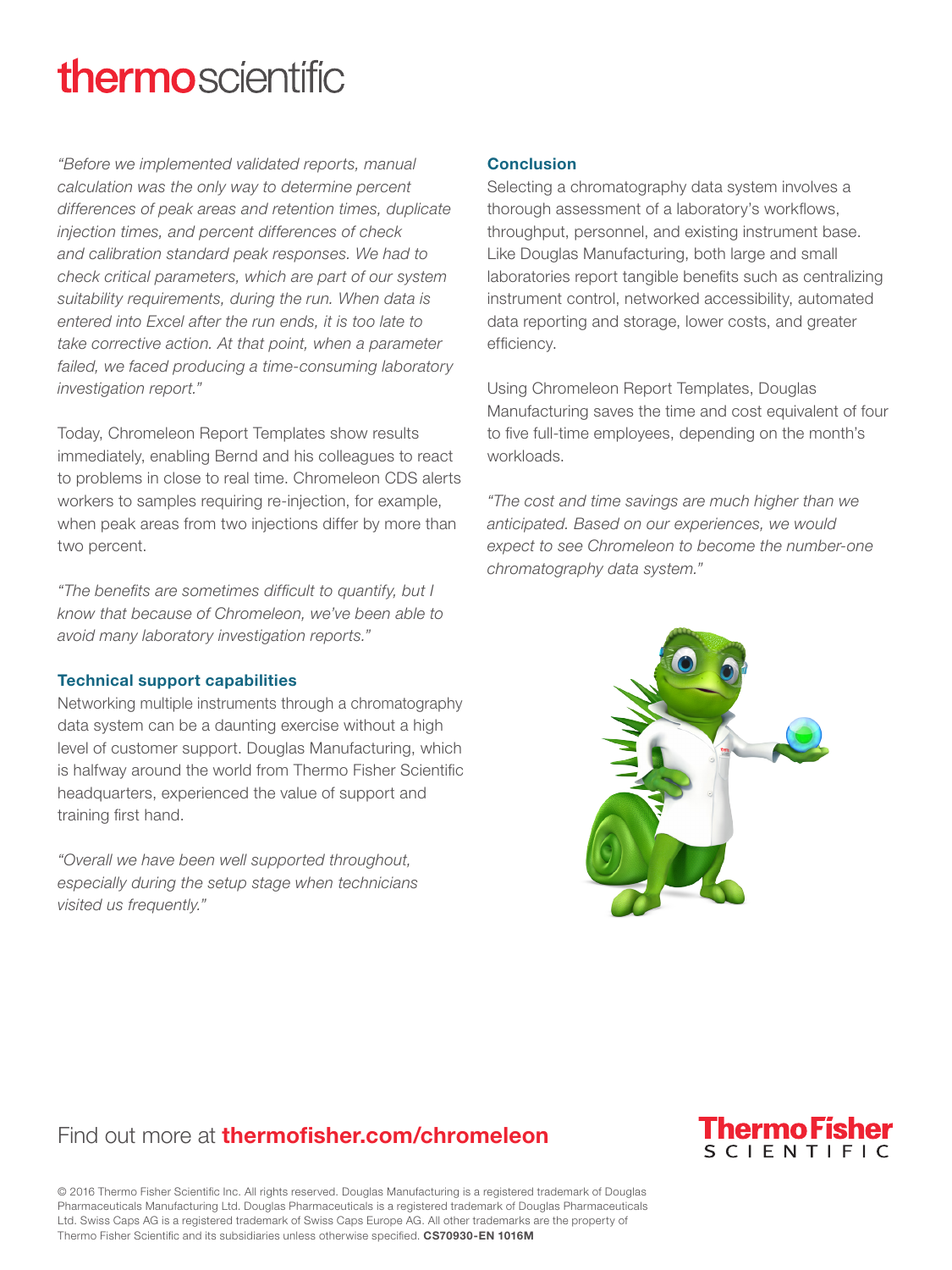*"Before we implemented validated reports, manual calculation was the only way to determine percent differences of peak areas and retention times, duplicate injection times, and percent differences of check and calibration standard peak responses. We had to check critical parameters, which are part of our system suitability requirements, during the run. When data is entered into Excel after the run ends, it is too late to take corrective action. At that point, when a parameter failed, we faced producing a time-consuming laboratory investigation report."*

Today, Chromeleon Report Templates show results immediately, enabling Bernd and his colleagues to react to problems in close to real time. Chromeleon CDS alerts workers to samples requiring re-injection, for example, when peak areas from two injections differ by more than two percent.

*"The benefits are sometimes difficult to quantify, but I know that because of Chromeleon, we've been able to avoid many laboratory investigation reports."*

## Technical support capabilities

Networking multiple instruments through a chromatography data system can be a daunting exercise without a high level of customer support. Douglas Manufacturing, which is halfway around the world from Thermo Fisher Scientific headquarters, experienced the value of support and training first hand.

*"Overall we have been well supported throughout, especially during the setup stage when technicians visited us frequently."*

## Conclusion

Selecting a chromatography data system involves a thorough assessment of a laboratory's workflows, throughput, personnel, and existing instrument base. Like Douglas Manufacturing, both large and small laboratories report tangible benefits such as centralizing instrument control, networked accessibility, automated data reporting and storage, lower costs, and greater efficiency.

Using Chromeleon Report Templates, Douglas Manufacturing saves the time and cost equivalent of four to five full-time employees, depending on the month's workloads.

*"The cost and time savings are much higher than we anticipated. Based on our experiences, we would expect to see Chromeleon to become the number-one chromatography data system."*

Find out more at **thermofisher.com/chromeleon**

© 2016 Thermo Fisher Scientific Inc. All rights reserved. Douglas Manufacturing is a registered trademark of Douglas Pharmaceuticals Manufacturing Ltd. Douglas Pharmaceuticals is a registered trademark of Douglas Pharmaceuticals Ltd. Swiss Caps AG is a registered trademark of Swiss Caps Europe AG. All other trademarks are the property of Thermo Fisher Scientific and its subsidiaries unless otherwise specified. **CS70930-EN 1016M**